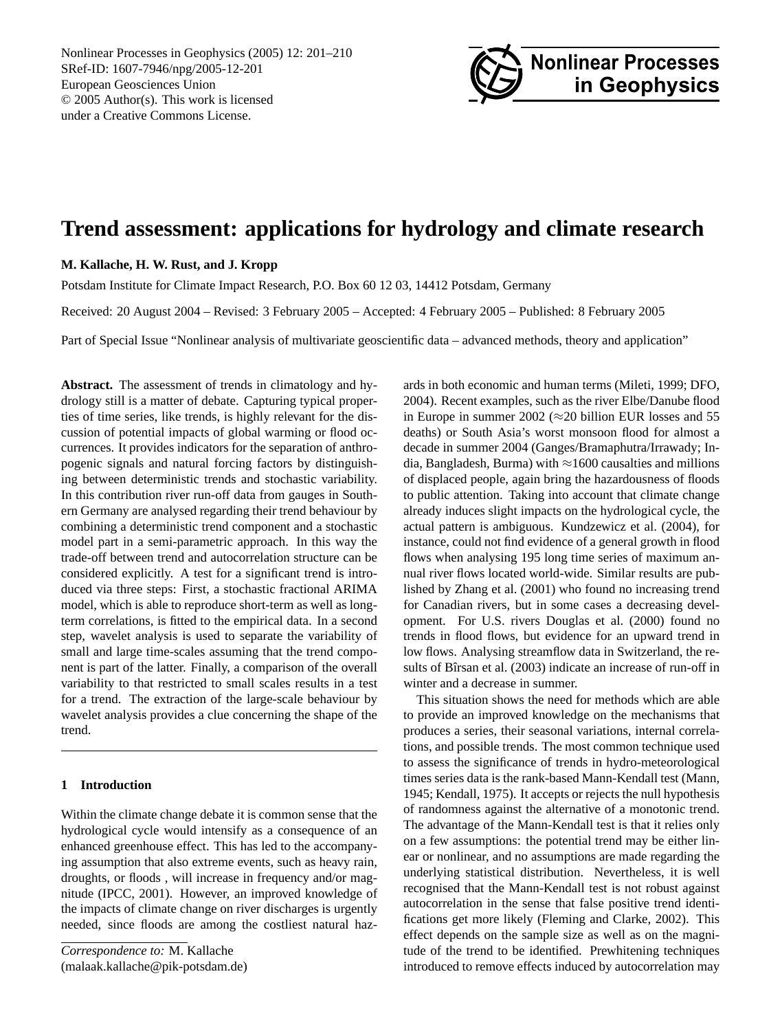# Trend assessment: applications for hydrology and climate research

**M. Kallache, H. W. Rust, and J. Kropp**

Potsdam Institute for Climate Impact Research, P.O. Box 60 12 03, 14412 Potsdam, Germany

Received: 20 August 2004 – Revised: 3 February 2005 – Accepted: 4 February 2005 – Published: 8 February 2005

Part of Special Issue "Nonlinear analysis of multivariate geoscientific data – advanced methods, theory and application"

**Abstract.** The assessment of trends in climatology and hydrology still is a matter of debate. Capturing typical properties of time series, like trends, is highly relevant for the discussion of potential impacts of global warming or flood occurrences. It provides indicators for the separation of anthropogenic signals and natural forcing factors by distinguishing between deterministic trends and stochastic variability. In this contribution river run-off data from gauges in Southern Germany are analysed regarding their trend behaviour by combining a deterministic trend component and a stochastic model part in a semi-parametric approach. In this way the trade-off between trend and autocorrelation structure can be considered explicitly. A test for a significant trend is introduced via three steps: First, a stochastic fractional ARIMA model, which is able to reproduce short-term as well as long-term correlations, is fitted to the empirical data. In a second step, wavelet analysis is used to separate the variability of small and large time-scales assuming that the trend component is part of the latter. Finally, a comparison of the overall variability to that restricted to small scales results in a test for a trend. The extraction of the large-scale behaviour by wavelet analysis provides a clue concerning the shape of the trend.

## 1 Introduction

Within the climate change debate it is common sense that the hydrological cycle would intensify as a consequence of an enhanced greenhouse effect. This has led to the accompanying assumption that also extreme events, such as heavy rain, droughts, or floods , will increase in frequency and/or magnitude (IPCC, 2001). However, an improved knowledge of the impacts of climate change on river discharges is urgently needed, since floods are among the costliest natural hazards in both economic and human terms (Mileti, 1999; DFO, 2004). Recent examples, such as the river Elbe/Danube flood in Europe in summer 2002 ($\approx$20 billion EUR losses and 55 deaths) or South Asia's worst monsoon flood for almost a decade in summer 2004 (Ganges/Bramaphutra/Irrawady; India, Bangladesh, Burma) with $\approx$1600 causalties and millions of displaced people, again bring the hazardousness of floods to public attention. Taking into account that climate change already induces slight impacts on the hydrological cycle, the actual pattern is ambiguous. Kundzewicz et al. (2004), for instance, could not find evidence of a general growth in flood flows when analysing 195 long time series of maximum annual river flows located world-wide. Similar results are published by Zhang et al. (2001) who found no increasing trend for Canadian rivers, but in some cases a decreasing development. For U.S. rivers Douglas et al. (2000) found no trends in flood flows, but evidence for an upward trend in low flows. Analysing streamflow data in Switzerland, the results of Bîrsan et al. (2003) indicate an increase of run-off in winter and a decrease in summer.

This situation shows the need for methods which are able to provide an improved knowledge on the mechanisms that produces a series, their seasonal variations, internal correlations, and possible trends. The most common technique used to assess the significance of trends in hydro-meteorological times series data is the rank-based Mann-Kendall test (Mann, 1945; Kendall, 1975). It accepts or rejects the null hypothesis of randomness against the alternative of a monotonic trend. The advantage of the Mann-Kendall test is that it relies only on a few assumptions: the potential trend may be either linear or nonlinear, and no assumptions are made regarding the underlying statistical distribution. Nevertheless, it is well recognised that the Mann-Kendall test is not robust against autocorrelation in the sense that false positive trend identifications get more likely (Fleming and Clarke, 2002). This effect depends on the sample size as well as on the magnitude of the trend to be identified. Prewhitening techniques introduced to remove effects induced by autocorrelation may

*Correspondence to:* M. Kallache
(malaak.kallache@pik-potsdam.de)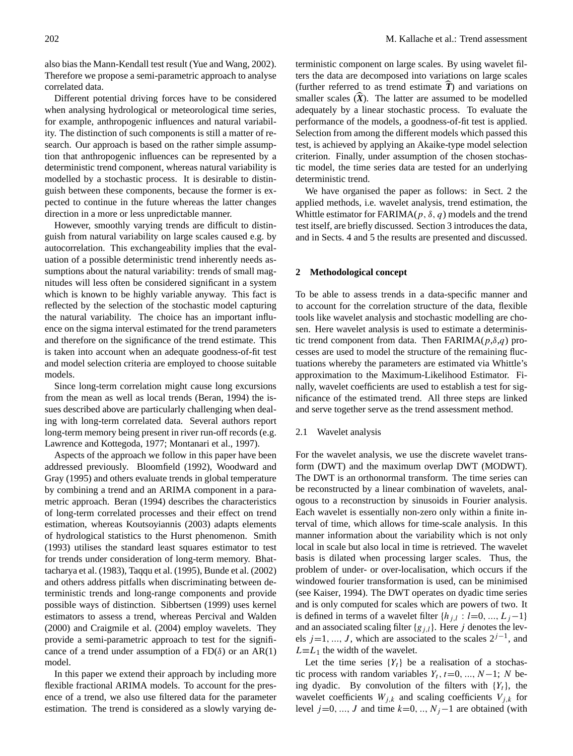also bias the Mann-Kendall test result (Yue and Wang, 2002). Therefore we propose a semi-parametric approach to analyse correlated data.

Different potential driving forces have to be considered when analysing hydrological or meteorological time series, for example, anthropogenic influences and natural variability. The distinction of such components is still a matter of research. Our approach is based on the rather simple assumption that anthropogenic influences can be represented by a deterministic trend component, whereas natural variability is modelled by a stochastic process. It is desirable to distinguish between these components, because the former is expected to continue in the future whereas the latter changes direction in a more or less unpredictable manner.

However, smoothly varying trends are difficult to distinguish from natural variability on large scales caused e.g. by autocorrelation. This exchangeability implies that the evaluation of a possible deterministic trend inherently needs assumptions about the natural variability: trends of small magnitudes will less often be considered significant in a system which is known to be highly variable anyway. This fact is reflected by the selection of the stochastic model capturing the natural variability. The choice has an important influence on the sigma interval estimated for the trend parameters and therefore on the significance of the trend estimate. This is taken into account when an adequate goodness-of-fit test and model selection criteria are employed to choose suitable models.

Since long-term correlation might cause long excursions from the mean as well as local trends (Beran, 1994) the issues described above are particularly challenging when dealing with long-term correlated data. Several authors report long-term memory being present in river run-off records (e.g. Lawrence and Kottegoda, 1977; Montanari et al., 1997).

Aspects of the approach we follow in this paper have been addressed previously. Bloomfield (1992), Woodward and Gray (1995) and others evaluate trends in global temperature by combining a trend and an ARIMA component in a parametric approach. Beran (1994) describes the characteristics of long-term correlated processes and their effect on trend estimation, whereas Koutsoyiannis (2003) adapts elements of hydrological statistics to the Hurst phenomenon. Smith (1993) utilises the standard least squares estimator to test for trends under consideration of long-term memory. Bhattacharya et al. (1983), Taqqu et al. (1995), Bunde et al. (2002) and others address pitfalls when discriminating between deterministic trends and long-range components and provide possible ways of distinction. Sibbertsen (1999) uses kernel estimators to assess a trend, whereas Percival and Walden (2000) and Craigmile et al. (2004) employ wavelets. They provide a semi-parametric approach to test for the significance of a trend under assumption of a FD($\delta$) or an AR(1) model.

In this paper we extend their approach by including more flexible fractional ARIMA models. To account for the presence of a trend, we also use filtered data for the parameter estimation. The trend is considered as a slowly varying deterministic component on large scales. By using wavelet filters the data are decomposed into variations on large scales (further referred to as trend estimate $\widehat{\boldsymbol{T}}$) and variations on smaller scales ($\widehat{\boldsymbol{X}}$). The latter are assumed to be modelled adequately by a linear stochastic process. To evaluate the performance of the models, a goodness-of-fit test is applied. Selection from among the different models which passed this test, is achieved by applying an Akaike-type model selection criterion. Finally, under assumption of the chosen stochastic model, the time series data are tested for an underlying deterministic trend.

We have organised the paper as follows: in Sect. 2 the applied methods, i.e. wavelet analysis, trend estimation, the Whittle estimator for FARIMA($p$, $\delta$, $q$) models and the trend test itself, are briefly discussed. Section 3 introduces the data, and in Sects. 4 and 5 the results are presented and discussed.

## 2 Methodological concept

To be able to assess trends in a data-specific manner and to account for the correlation structure of the data, flexible tools like wavelet analysis and stochastic modelling are chosen. Here wavelet analysis is used to estimate a deterministic trend component from data. Then FARIMA($p$,$\delta$,$q$) processes are used to model the structure of the remaining fluctuations whereby the parameters are estimated via Whittle's approximation to the Maximum-Likelihood Estimator. Finally, wavelet coefficients are used to establish a test for significance of the estimated trend. All three steps are linked and serve together serve as the trend assessment method.

### 2.1 Wavelet analysis

For the wavelet analysis, we use the discrete wavelet transform (DWT) and the maximum overlap DWT (MODWT). The DWT is an orthonormal transform. The time series can be reconstructed by a linear combination of wavelets, analogous to a reconstruction by sinusoids in Fourier analysis. Each wavelet is essentially non-zero only within a finite interval of time, which allows for time-scale analysis. In this manner information about the variability which is not only local in scale but also local in time is retrieved. The wavelet basis is dilated when processing larger scales. Thus, the problem of under- or over-localisation, which occurs if the windowed fourier transformation is used, can be minimised (see Kaiser, 1994). The DWT operates on dyadic time series and is only computed for scales which are powers of two. It is defined in terms of a wavelet filter $\{h_{j,l} : l{=}0, ..., L_j{-}1\}$ and an associated scaling filter $\{g_{j,l}\}$. Here $j$ denotes the levels $j{=}1, ..., J$, which are associated to the scales $2^{j-1}$, and $L{\equiv}L_1$ the width of the wavelet.

Let the time series $\{Y_t\}$ be a realisation of a stochastic process with random variables $Y_t$, $t{=}0, ..., N{-}1$; $N$ being dyadic. By convolution of the filters with $\{Y_t\}$, the wavelet coefficients $W_{j,k}$ and scaling coefficients $V_{j,k}$ for level $j{=}0, ..., J$ and time $k{=}0, .., N_j{-}1$ are obtained (with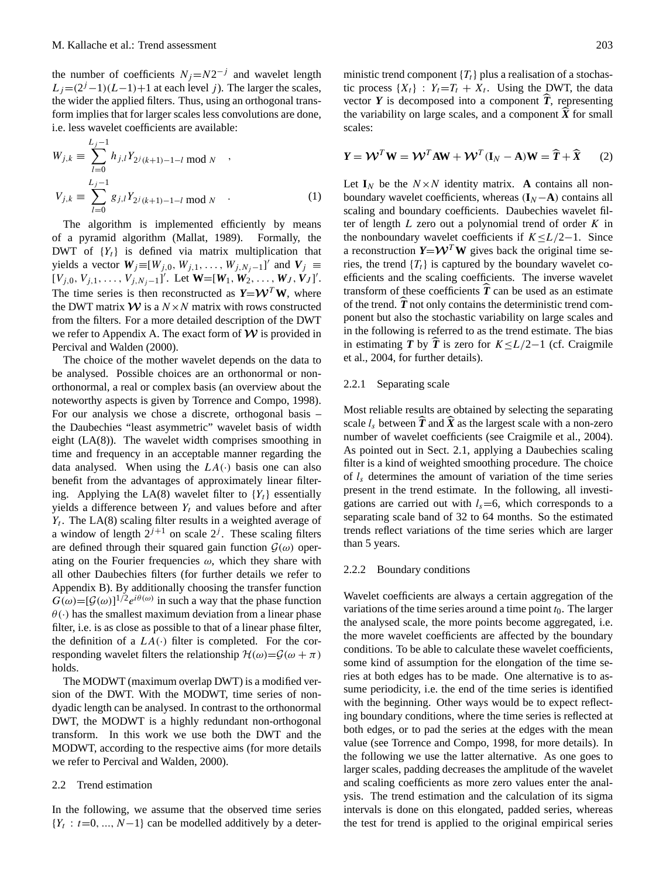the number of coefficients $N_j = N2^{-j}$ and wavelet length $L_j = (2^j - 1)(L-1)+1$ at each level $j$). The larger the scales, the wider the applied filters. Thus, using an orthogonal transform implies that for larger scales less convolutions are done, i.e. less wavelet coefficients are available:

$$W_{j,k} \equiv \sum_{l=0}^{L_j-1} h_{j,l} Y_{2^j(k+1)-1-l \bmod N} \quad ,$$
$$V_{j,k} \equiv \sum_{l=0}^{L_j-1} g_{j,l} Y_{2^j(k+1)-1-l \bmod N} \quad . \tag{1}$$

The algorithm is implemented efficiently by means of a pyramid algorithm (Mallat, 1989). Formally, the DWT of $\{Y_t\}$ is defined via matrix multiplication that yields a vector $\boldsymbol{W}_j \equiv [W_{j,0}, W_{j,1}, \ldots, W_{j,N_j-1}]'$ and $\boldsymbol{V}_j \equiv [V_{j,0}, V_{j,1}, \ldots, V_{j,N_j-1}]'$. Let $\mathbf{W} = [\boldsymbol{W}_1, \boldsymbol{W}_2, \ldots, \boldsymbol{W}_J, \boldsymbol{V}_J]'$. The time series is then reconstructed as $\boldsymbol{Y} = \mathcal{W}^T \mathbf{W}$, where the DWT matrix $\mathcal{W}$ is a $N \times N$ matrix with rows constructed from the filters. For a more detailed description of the DWT we refer to Appendix A. The exact form of $\mathcal{W}$ is provided in Percival and Walden (2000).

The choice of the mother wavelet depends on the data to be analysed. Possible choices are an orthonormal or non-orthonormal, a real or complex basis (an overview about the noteworthy aspects is given by Torrence and Compo, 1998). For our analysis we chose a discrete, orthogonal basis – the Daubechies "least asymmetric" wavelet basis of width eight (LA(8)). The wavelet width comprises smoothing in time and frequency in an acceptable manner regarding the data analysed. When using the $LA(\cdot)$ basis one can also benefit from the advantages of approximately linear filtering. Applying the LA(8) wavelet filter to $\{Y_t\}$ essentially yields a difference between $Y_t$ and values before and after $Y_t$. The LA(8) scaling filter results in a weighted average of a window of length $2^{j+1}$ on scale $2^j$. These scaling filters are defined through their squared gain function $\mathcal{G}(\omega)$ operating on the Fourier frequencies $\omega$, which they share with all other Daubechies filters (for further details we refer to Appendix B). By additionally choosing the transfer function $G(\omega) = [\mathcal{G}(\omega)]^{1/2} e^{i\theta(\omega)}$ in such a way that the phase function $\theta(\cdot)$ has the smallest maximum deviation from a linear phase filter, i.e. is as close as possible to that of a linear phase filter, the definition of a $LA(\cdot)$ filter is completed. For the corresponding wavelet filters the relationship $\mathcal{H}(\omega) = \mathcal{G}(\omega + \pi)$ holds.

The MODWT (maximum overlap DWT) is a modified version of the DWT. With the MODWT, time series of non-dyadic length can be analysed. In contrast to the orthonormal DWT, the MODWT is a highly redundant non-orthogonal transform. In this work we use both the DWT and the MODWT, according to the respective aims (for more details we refer to Percival and Walden, 2000).

### 2.2 Trend estimation

In the following, we assume that the observed time series $\{Y_t : t=0, ..., N-1\}$ can be modelled additively by a deterministic trend component $\{T_t\}$ plus a realisation of a stochastic process $\{X_t\}$ : $Y_t = T_t + X_t$. Using the DWT, the data vector $\boldsymbol{Y}$ is decomposed into a component $\widehat{\boldsymbol{T}}$, representing the variability on large scales, and a component $\widehat{\boldsymbol{X}}$ for small scales:

$$\boldsymbol{Y} = \mathcal{W}^T \mathbf{W} = \mathcal{W}^T \mathbf{A} \mathbf{W} + \mathcal{W}^T (\mathbf{I}_N - \mathbf{A}) \mathbf{W} = \widehat{\boldsymbol{T}} + \widehat{\boldsymbol{X}} \tag{2}$$

Let $\mathbf{I}_N$ be the $N \times N$ identity matrix. $\mathbf{A}$ contains all non-boundary wavelet coefficients, whereas $(\mathbf{I}_N - \mathbf{A})$ contains all scaling and boundary coefficients. Daubechies wavelet filter of length $L$ zero out a polynomial trend of order $K$ in the nonboundary wavelet coefficients if $K \leq L/2-1$. Since a reconstruction $\boldsymbol{Y} = \mathcal{W}^T \mathbf{W}$ gives back the original time series, the trend $\{T_t\}$ is captured by the boundary wavelet coefficients and the scaling coefficients. The inverse wavelet transform of these coefficients $\widehat{\boldsymbol{T}}$ can be used as an estimate of the trend. $\widehat{\boldsymbol{T}}$ not only contains the deterministic trend component but also the stochastic variability on large scales and in the following is referred to as the trend estimate. The bias in estimating $\boldsymbol{T}$ by $\widehat{\boldsymbol{T}}$ is zero for $K \leq L/2-1$ (cf. Craigmile et al., 2004, for further details).

#### 2.2.1 Separating scale

Most reliable results are obtained by selecting the separating scale $l_s$ between $\widehat{\boldsymbol{T}}$ and $\widehat{\boldsymbol{X}}$ as the largest scale with a non-zero number of wavelet coefficients (see Craigmile et al., 2004). As pointed out in Sect. 2.1, applying a Daubechies scaling filter is a kind of weighted smoothing procedure. The choice of $l_s$ determines the amount of variation of the time series present in the trend estimate. In the following, all investigations are carried out with $l_s = 6$, which corresponds to a separating scale band of 32 to 64 months. So the estimated trends reflect variations of the time series which are larger than 5 years.

#### 2.2.2 Boundary conditions

Wavelet coefficients are always a certain aggregation of the variations of the time series around a time point $t_0$. The larger the analysed scale, the more points become aggregated, i.e. the more wavelet coefficients are affected by the boundary conditions. To be able to calculate these wavelet coefficients, some kind of assumption for the elongation of the time series at both edges has to be made. One alternative is to assume periodicity, i.e. the end of the time series is identified with the beginning. Other ways would be to expect reflecting boundary conditions, where the time series is reflected at both edges, or to pad the series at the edges with the mean value (see Torrence and Compo, 1998, for more details). In the following we use the latter alternative. As one goes to larger scales, padding decreases the amplitude of the wavelet and scaling coefficients as more zero values enter the analysis. The trend estimation and the calculation of its sigma intervals is done on this elongated, padded series, whereas the test for trend is applied to the original empirical series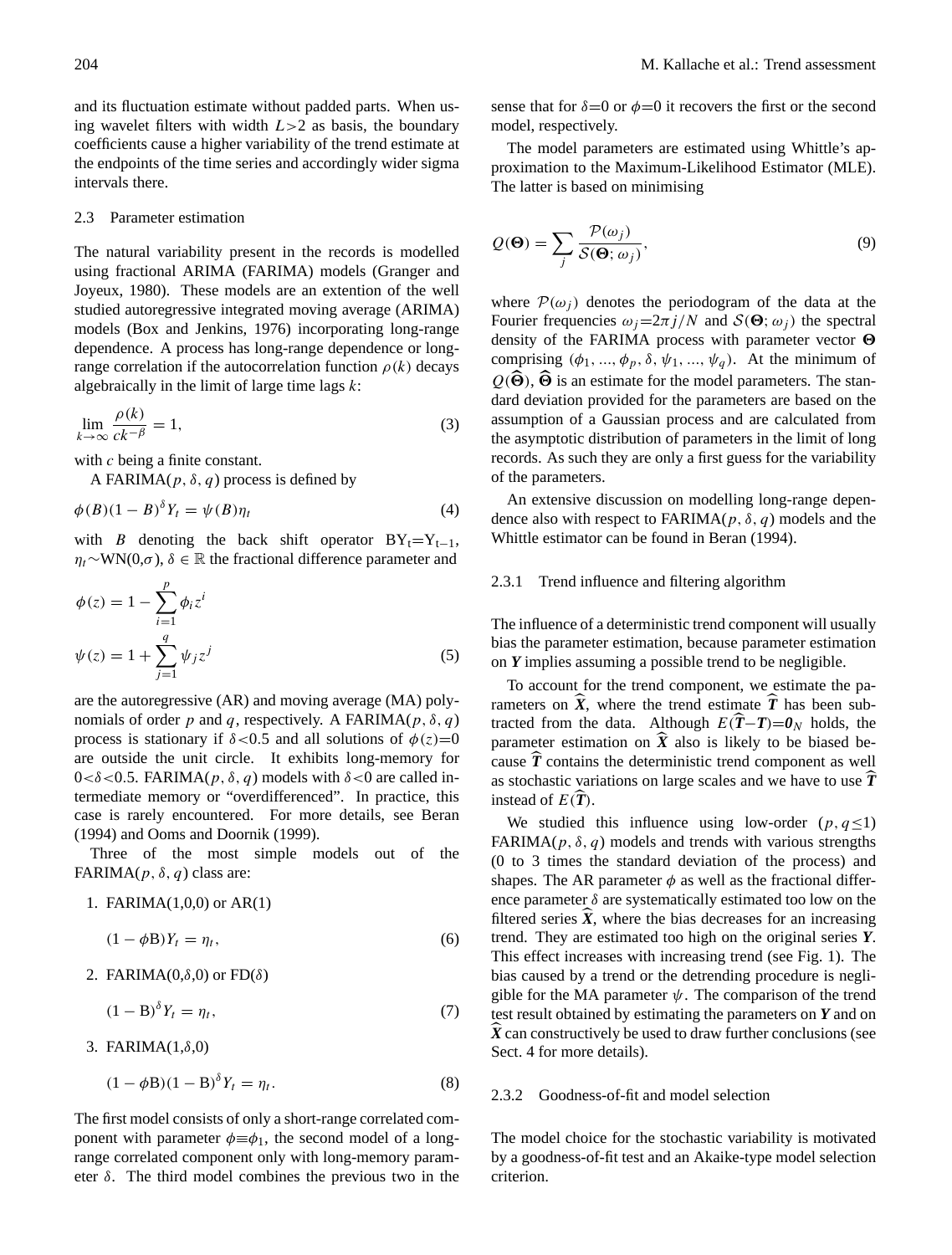and its fluctuation estimate without padded parts. When using wavelet filters with width $L>2$ as basis, the boundary coefficients cause a higher variability of the trend estimate at the endpoints of the time series and accordingly wider sigma intervals there.

### 2.3 Parameter estimation

The natural variability present in the records is modelled using fractional ARIMA (FARIMA) models (Granger and Joyeux, 1980). These models are an extention of the well studied autoregressive integrated moving average (ARIMA) models (Box and Jenkins, 1976) incorporating long-range dependence. A process has long-range dependence or long-range correlation if the autocorrelation function $\rho(k)$ decays algebraically in the limit of large time lags $k$:

$$\lim_{k\to\infty} \frac{\rho(k)}{ck^{-\beta}} = 1, \tag{3}$$

with $c$ being a finite constant.

A FARIMA($p, \delta, q$) process is defined by

$$\phi(B)(1-B)^{\delta} Y_t = \psi(B)\eta_t \tag{4}$$

with $B$ denoting the back shift operator $BY_t = Y_{t-1}$, $\eta_t \sim \mathrm{WN}(0,\sigma)$, $\delta \in \mathbb{R}$ the fractional difference parameter and

$$\phi(z) = 1 - \sum_{i=1}^{p} \phi_i z^i$$

$$\psi(z) = 1 + \sum_{j=1}^{q} \psi_j z^j \tag{5}$$

are the autoregressive (AR) and moving average (MA) polynomials of order $p$ and $q$, respectively. A FARIMA($p, \delta, q$) process is stationary if $\delta<0.5$ and all solutions of $\phi(z)=0$ are outside the unit circle. It exhibits long-memory for $0<\delta<0.5$. FARIMA($p, \delta, q$) models with $\delta<0$ are called intermediate memory or "overdifferenced". In practice, this case is rarely encountered. For more details, see Beran (1994) and Ooms and Doornik (1999).

Three of the most simple models out of the FARIMA($p, \delta, q$) class are:

1. FARIMA(1,0,0) or AR(1)

$$(1-\phi B)Y_t = \eta_t, \tag{6}$$

2. FARIMA(0,$\delta$,0) or FD($\delta$)

$$(1-B)^{\delta} Y_t = \eta_t, \tag{7}$$

3. FARIMA(1,$\delta$,0)

$$(1-\phi B)(1-B)^{\delta} Y_t = \eta_t. \tag{8}$$

The first model consists of only a short-range correlated component with parameter $\phi \equiv \phi_1$, the second model of a long-range correlated component only with long-memory parameter $\delta$. The third model combines the previous two in the sense that for $\delta=0$ or $\phi=0$ it recovers the first or the second model, respectively.

The model parameters are estimated using Whittle's approximation to the Maximum-Likelihood Estimator (MLE). The latter is based on minimising

$$Q(\mathbf{\Theta}) = \sum_j \frac{\mathcal{P}(\omega_j)}{\mathcal{S}(\mathbf{\Theta};\omega_j)}, \tag{9}$$

where $\mathcal{P}(\omega_j)$ denotes the periodogram of the data at the Fourier frequencies $\omega_j = 2\pi j/N$ and $\mathcal{S}(\mathbf{\Theta};\omega_j)$ the spectral density of the FARIMA process with parameter vector $\mathbf{\Theta}$ comprising $(\phi_1, ..., \phi_p, \delta, \psi_1, ..., \psi_q)$. At the minimum of $Q(\widehat{\mathbf{\Theta}})$, $\widehat{\mathbf{\Theta}}$ is an estimate for the model parameters. The standard deviation provided for the parameters are based on the assumption of a Gaussian process and are calculated from the asymptotic distribution of parameters in the limit of long records. As such they are only a first guess for the variability of the parameters.

An extensive discussion on modelling long-range dependence also with respect to FARIMA($p, \delta, q$) models and the Whittle estimator can be found in Beran (1994).

#### 2.3.1 Trend influence and filtering algorithm

The influence of a deterministic trend component will usually bias the parameter estimation, because parameter estimation on $\boldsymbol{Y}$ implies assuming a possible trend to be negligible.

To account for the trend component, we estimate the parameters on $\widehat{\boldsymbol{X}}$, where the trend estimate $\widehat{\boldsymbol{T}}$ has been subtracted from the data. Although $E(\widehat{\boldsymbol{T}}-\boldsymbol{T})=\boldsymbol{0}_N$ holds, the parameter estimation on $\widehat{\boldsymbol{X}}$ also is likely to be biased because $\widehat{\boldsymbol{T}}$ contains the deterministic trend component as well as stochastic variations on large scales and we have to use $\widehat{\boldsymbol{T}}$ instead of $E(\widehat{\boldsymbol{T}})$.

We studied this influence using low-order ($p, q \leq 1$) FARIMA($p, \delta, q$) models and trends with various strengths (0 to 3 times the standard deviation of the process) and shapes. The AR parameter $\phi$ as well as the fractional difference parameter $\delta$ are systematically estimated too low on the filtered series $\widehat{\boldsymbol{X}}$, where the bias decreases for an increasing trend. They are estimated too high on the original series $\boldsymbol{Y}$. This effect increases with increasing trend (see Fig. 1). The bias caused by a trend or the detrending procedure is negligible for the MA parameter $\psi$. The comparison of the trend test result obtained by estimating the parameters on $\boldsymbol{Y}$ and on $\widehat{\boldsymbol{X}}$ can constructively be used to draw further conclusions (see Sect. 4 for more details).

#### 2.3.2 Goodness-of-fit and model selection

The model choice for the stochastic variability is motivated by a goodness-of-fit test and an Akaike-type model selection criterion.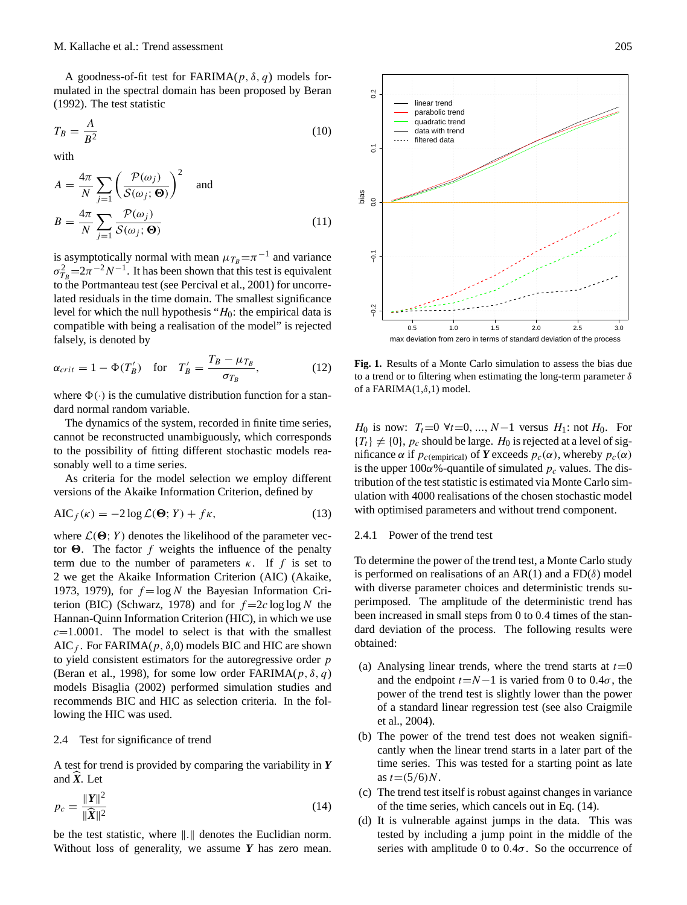A goodness-of-fit test for FARIMA($p, \delta, q$) models formulated in the spectral domain has been proposed by Beran (1992). The test statistic

$$T_B = \frac{A}{B^2} \tag{10}$$

with

$$A = \frac{4\pi}{N} \sum_{j=1} \left( \frac{\mathcal{P}(\omega_j)}{\mathcal{S}(\omega_j; \mathbf{\Theta})} \right)^2 \quad \text{and}$$

$$B = \frac{4\pi}{N} \sum_{j=1} \frac{\mathcal{P}(\omega_j)}{\mathcal{S}(\omega_j; \mathbf{\Theta})} \tag{11}$$

is asymptotically normal with mean $\mu_{T_B} = \pi^{-1}$ and variance $\sigma^2_{T_B} = 2\pi^{-2} N^{-1}$. It has been shown that this test is equivalent to the Portmanteau test (see Percival et al., 2001) for uncorrelated residuals in the time domain. The smallest significance level for which the null hypothesis "$H_0$: the empirical data is compatible with being a realisation of the model" is rejected falsely, is denoted by

$$\alpha_{crit} = 1 - \Phi(T'_B) \quad \text{for} \quad T'_B = \frac{T_B - \mu_{T_B}}{\sigma_{T_B}}, \tag{12}$$

where $\Phi(\cdot)$ is the cumulative distribution function for a standard normal random variable.

The dynamics of the system, recorded in finite time series, cannot be reconstructed unambiguously, which corresponds to the possibility of fitting different stochastic models reasonably well to a time series.

As criteria for the model selection we employ different versions of the Akaike Information Criterion, defined by

$$\mathrm{AIC}_f(\kappa) = -2 \log \mathcal{L}(\mathbf{\Theta}; Y) + f\kappa, \tag{13}$$

where $\mathcal{L}(\mathbf{\Theta}; Y)$ denotes the likelihood of the parameter vector $\mathbf{\Theta}$. The factor $f$ weights the influence of the penalty term due to the number of parameters $\kappa$. If $f$ is set to 2 we get the Akaike Information Criterion (AIC) (Akaike, 1973, 1979), for $f = \log N$ the Bayesian Information Criterion (BIC) (Schwarz, 1978) and for $f = 2c \log \log N$ the Hannan-Quinn Information Criterion (HIC), in which we use $c = 1.0001$. The model to select is that with the smallest $\mathrm{AIC}_f$. For FARIMA($p, \delta, 0$) models BIC and HIC are shown to yield consistent estimators for the autoregressive order $p$ (Beran et al., 1998), for some low order FARIMA($p, \delta, q$) models Bisaglia (2002) performed simulation studies and recommends BIC and HIC as selection criteria. In the following the HIC was used.

### 2.4 Test for significance of trend

A test for trend is provided by comparing the variability in $\boldsymbol{Y}$ and $\widehat{\boldsymbol{X}}$. Let

$$p_c = \frac{\|\boldsymbol{Y}\|^2}{\|\widehat{\boldsymbol{X}}\|^2} \tag{14}$$

be the test statistic, where $\|.\|$ denotes the Euclidian norm. Without loss of generality, we assume $\boldsymbol{Y}$ has zero mean.

Fig. 1. Results of a Monte Carlo simulation to assess the bias due to a trend or to filtering when estimating the long-term parameter $\delta$ of a FARIMA(1,$\delta$,1) model.

$H_0$ is now: $T_t = 0 \ \forall t = 0, ..., N-1$ versus $H_1$: not $H_0$. For $\{T_t\} \neq \{0\}$, $p_c$ should be large. $H_0$ is rejected at a level of significance $\alpha$ if $p_{c(\text{empirical})}$ of $\boldsymbol{Y}$ exceeds $p_c(\alpha)$, whereby $p_c(\alpha)$ is the upper $100\alpha$%-quantile of simulated $p_c$ values. The distribution of the test statistic is estimated via Monte Carlo simulation with 4000 realisations of the chosen stochastic model with optimised parameters and without trend component.

#### 2.4.1 Power of the trend test

To determine the power of the trend test, a Monte Carlo study is performed on realisations of an AR(1) and a FD($\delta$) model with diverse parameter choices and deterministic trends superimposed. The amplitude of the deterministic trend has been increased in small steps from 0 to 0.4 times of the standard deviation of the process. The following results were obtained:

(a) Analysing linear trends, where the trend starts at $t = 0$ and the endpoint $t = N-1$ is varied from 0 to $0.4\sigma$, the power of the trend test is slightly lower than the power of a standard linear regression test (see also Craigmile et al., 2004).

(b) The power of the trend test does not weaken significantly when the linear trend starts in a later part of the time series. This was tested for a starting point as late as $t = (5/6)N$.

(c) The trend test itself is robust against changes in variance of the time series, which cancels out in Eq. (14).

(d) It is vulnerable against jumps in the data. This was tested by including a jump point in the middle of the series with amplitude 0 to $0.4\sigma$. So the occurrence of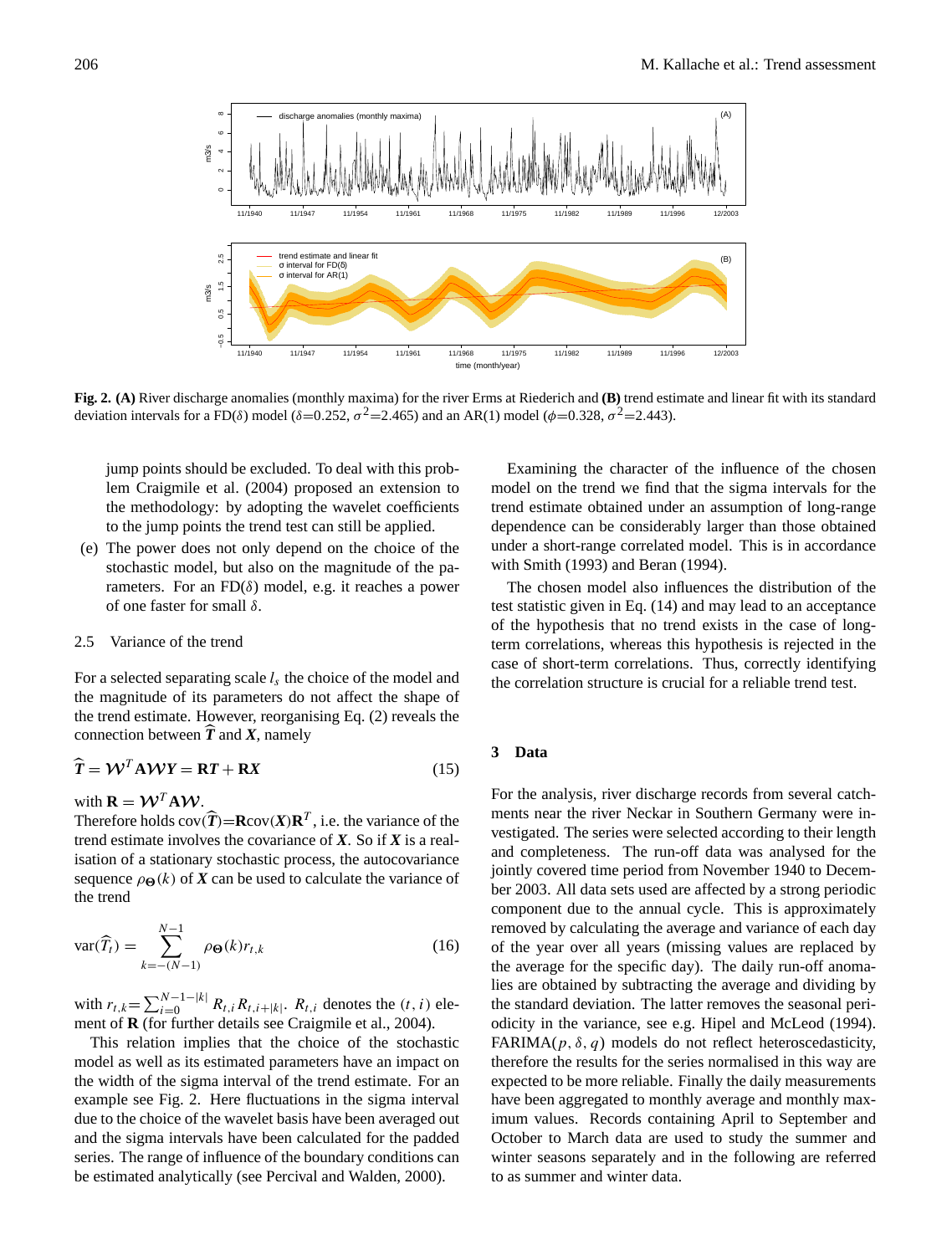**Fig. 2. (A)** River discharge anomalies (monthly maxima) for the river Erms at Riederich and **(B)** trend estimate and linear fit with its standard deviation intervals for a FD($\delta$) model ($\delta$=0.252, $\sigma^2$=2.465) and an AR(1) model ($\phi$=0.328, $\sigma^2$=2.443).

jump points should be excluded. To deal with this problem Craigmile et al. (2004) proposed an extension to the methodology: by adopting the wavelet coefficients to the jump points the trend test can still be applied.

(e) The power does not only depend on the choice of the stochastic model, but also on the magnitude of the parameters. For an FD($\delta$) model, e.g. it reaches a power of one faster for small $\delta$.

### 2.5 Variance of the trend

For a selected separating scale $l_s$ the choice of the model and the magnitude of its parameters do not affect the shape of the trend estimate. However, reorganising Eq. (2) reveals the connection between $\widehat{\boldsymbol{T}}$ and $\boldsymbol{X}$, namely

$$\widehat{\boldsymbol{T}} = \mathcal{W}^T \mathbf{A} \mathcal{W} \boldsymbol{Y} = \mathbf{R}\boldsymbol{T} + \mathbf{R}\boldsymbol{X} \tag{15}$$

with $\mathbf{R} = \mathcal{W}^T \mathbf{A} \mathcal{W}$.

Therefore holds $\mathrm{cov}(\widehat{\boldsymbol{T}})$=$\mathbf{R}\mathrm{cov}(\boldsymbol{X})\mathbf{R}^T$, i.e. the variance of the trend estimate involves the covariance of $\boldsymbol{X}$. So if $\boldsymbol{X}$ is a realisation of a stationary stochastic process, the autocovariance sequence $\rho_{\boldsymbol{\Theta}}(k)$ of $\boldsymbol{X}$ can be used to calculate the variance of the trend

$$\mathrm{var}(\widehat{T}_t) = \sum_{k=-(N-1)}^{N-1} \rho_{\boldsymbol{\Theta}}(k) r_{t,k} \tag{16}$$

with $r_{t,k}$=$\sum_{i=0}^{N-1-|k|} R_{t,i} R_{t,i+|k|}$. $R_{t,i}$ denotes the $(t, i)$ element of $\mathbf{R}$ (for further details see Craigmile et al., 2004).

This relation implies that the choice of the stochastic model as well as its estimated parameters have an impact on the width of the sigma interval of the trend estimate. For an example see Fig. 2. Here fluctuations in the sigma interval due to the choice of the wavelet basis have been averaged out and the sigma intervals have been calculated for the padded series. The range of influence of the boundary conditions can be estimated analytically (see Percival and Walden, 2000).

Examining the character of the influence of the chosen model on the trend we find that the sigma intervals for the trend estimate obtained under an assumption of long-range dependence can be considerably larger than those obtained under a short-range correlated model. This is in accordance with Smith (1993) and Beran (1994).

The chosen model also influences the distribution of the test statistic given in Eq. (14) and may lead to an acceptance of the hypothesis that no trend exists in the case of long-term correlations, whereas this hypothesis is rejected in the case of short-term correlations. Thus, correctly identifying the correlation structure is crucial for a reliable trend test.

## 3 Data

For the analysis, river discharge records from several catchments near the river Neckar in Southern Germany were investigated. The series were selected according to their length and completeness. The run-off data was analysed for the jointly covered time period from November 1940 to December 2003. All data sets used are affected by a strong periodic component due to the annual cycle. This is approximately removed by calculating the average and variance of each day of the year over all years (missing values are replaced by the average for the specific day). The daily run-off anomalies are obtained by subtracting the average and dividing by the standard deviation. The latter removes the seasonal periodicity in the variance, see e.g. Hipel and McLeod (1994). FARIMA($p, \delta, q$) models do not reflect heteroscedasticity, therefore the results for the series normalised in this way are expected to be more reliable. Finally the daily measurements have been aggregated to monthly average and monthly maximum values. Records containing April to September and October to March data are used to study the summer and winter seasons separately and in the following are referred to as summer and winter data.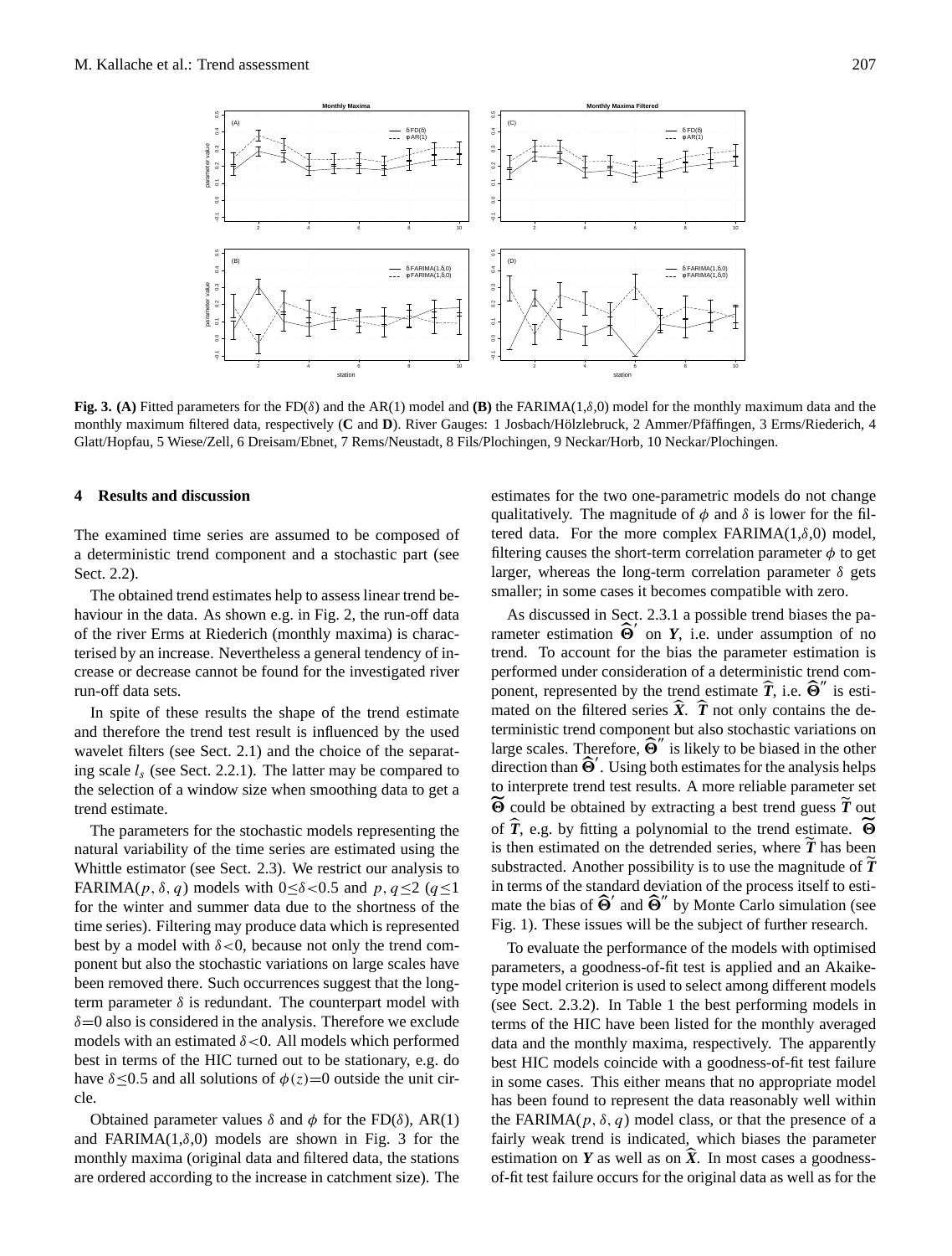**Fig. 3.** **(A)** Fitted parameters for the FD($\delta$) and the AR(1) model and **(B)** the FARIMA(1,$\delta$,0) model for the monthly maximum data and the monthly maximum filtered data, respectively (**C** and **D**). River Gauges: 1 Josbach/Hölzlebruck, 2 Ammer/Pfäffingen, 3 Erms/Riederich, 4 Glatt/Hopfau, 5 Wiese/Zell, 6 Dreisam/Ebnet, 7 Rems/Neustadt, 8 Fils/Plochingen, 9 Neckar/Horb, 10 Neckar/Plochingen.

## 4 Results and discussion

The examined time series are assumed to be composed of a deterministic trend component and a stochastic part (see Sect. 2.2).

The obtained trend estimates help to assess linear trend behaviour in the data. As shown e.g. in Fig. 2, the run-off data of the river Erms at Riederich (monthly maxima) is characterised by an increase. Nevertheless a general tendency of increase or decrease cannot be found for the investigated river run-off data sets.

In spite of these results the shape of the trend estimate and therefore the trend test result is influenced by the used wavelet filters (see Sect. 2.1) and the choice of the separating scale $l_s$ (see Sect. 2.2.1). The latter may be compared to the selection of a window size when smoothing data to get a trend estimate.

The parameters for the stochastic models representing the natural variability of the time series are estimated using the Whittle estimator (see Sect. 2.3). We restrict our analysis to FARIMA($p, \delta, q$) models with $0 \leq \delta < 0.5$ and $p, q \leq 2$ ($q \leq 1$ for the winter and summer data due to the shortness of the time series). Filtering may produce data which is represented best by a model with $\delta < 0$, because not only the trend component but also the stochastic variations on large scales have been removed there. Such occurrences suggest that the long-term parameter $\delta$ is redundant. The counterpart model with $\delta = 0$ also is considered in the analysis. Therefore we exclude models with an estimated $\delta < 0$. All models which performed best in terms of the HIC turned out to be stationary, e.g. do have $\delta \leq 0.5$ and all solutions of $\phi(z) = 0$ outside the unit circle.

Obtained parameter values $\delta$ and $\phi$ for the FD($\delta$), AR(1) and FARIMA(1,$\delta$,0) models are shown in Fig. 3 for the monthly maxima (original data and filtered data, the stations are ordered according to the increase in catchment size). The estimates for the two one-parametric models do not change qualitatively. The magnitude of $\phi$ and $\delta$ is lower for the filtered data. For the more complex FARIMA(1,$\delta$,0) model, filtering causes the short-term correlation parameter $\phi$ to get larger, whereas the long-term correlation parameter $\delta$ gets smaller; in some cases it becomes compatible with zero.

As discussed in Sect. 2.3.1 a possible trend biases the parameter estimation $\widehat{\boldsymbol{\Theta}}'$ on $\boldsymbol{Y}$, i.e. under assumption of no trend. To account for the bias the parameter estimation is performed under consideration of a deterministic trend component, represented by the trend estimate $\widehat{\boldsymbol{T}}$, i.e. $\widehat{\boldsymbol{\Theta}}''$ is estimated on the filtered series $\widehat{\boldsymbol{X}}$. $\widehat{\boldsymbol{T}}$ not only contains the deterministic trend component but also stochastic variations on large scales. Therefore, $\widehat{\boldsymbol{\Theta}}''$ is likely to be biased in the other direction than $\widehat{\boldsymbol{\Theta}}'$. Using both estimates for the analysis helps to interprete trend test results. A more reliable parameter set $\widetilde{\boldsymbol{\Theta}}$ could be obtained by extracting a best trend guess $\widetilde{\boldsymbol{T}}$ out of $\widehat{\boldsymbol{T}}$, e.g. by fitting a polynomial to the trend estimate. $\widetilde{\boldsymbol{\Theta}}$ is then estimated on the detrended series, where $\widetilde{\boldsymbol{T}}$ has been substracted. Another possibility is to use the magnitude of $\widetilde{\boldsymbol{T}}$ in terms of the standard deviation of the process itself to estimate the bias of $\widehat{\boldsymbol{\Theta}}'$ and $\widehat{\boldsymbol{\Theta}}''$ by Monte Carlo simulation (see Fig. 1). These issues will be the subject of further research.

To evaluate the performance of the models with optimised parameters, a goodness-of-fit test is applied and an Akaike-type model criterion is used to select among different models (see Sect. 2.3.2). In Table 1 the best performing models in terms of the HIC have been listed for the monthly averaged data and the monthly maxima, respectively. The apparently best HIC models coincide with a goodness-of-fit test failure in some cases. This either means that no appropriate model has been found to represent the data reasonably well within the FARIMA($p, \delta, q$) model class, or that the presence of a fairly weak trend is indicated, which biases the parameter estimation on $\boldsymbol{Y}$ as well as on $\widehat{\boldsymbol{X}}$. In most cases a goodness-of-fit test failure occurs for the original data as well as for the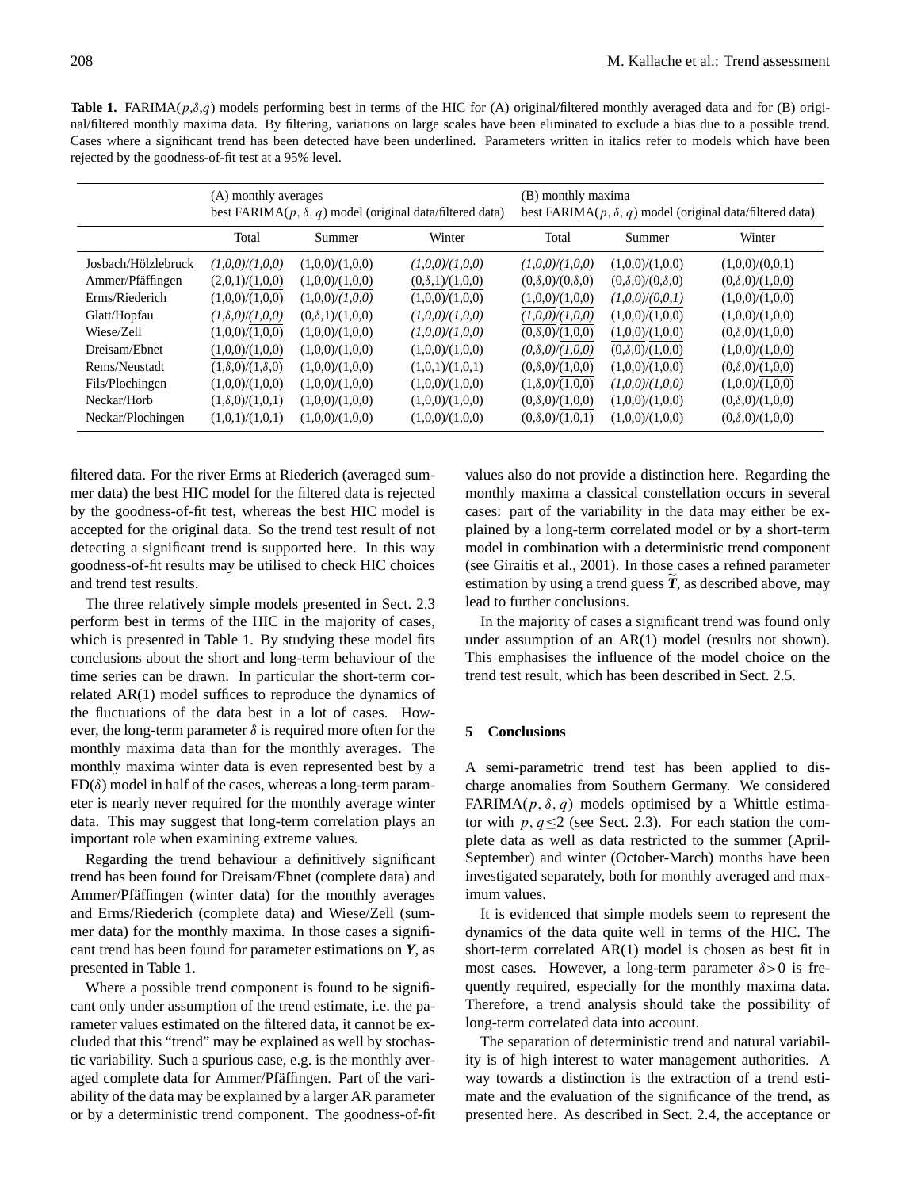**Table 1.** FARIMA($p$,$\delta$,$q$) models performing best in terms of the HIC for (A) original/filtered monthly averaged data and for (B) original/filtered monthly maxima data. By filtering, variations on large scales have been eliminated to exclude a bias due to a possible trend. Cases where a significant trend has been detected have been underlined. Parameters written in italics refer to models which have been rejected by the goodness-of-fit test at a 95% level.

| | (A) monthly averages best FARIMA($p$, $\delta$, $q$) model (original data/filtered data) | | | (B) monthly maxima best FARIMA($p$, $\delta$, $q$) model (original data/filtered data) | | |
|---|---|---|---|---|---|---|
| | Total | Summer | Winter | Total | Summer | Winter |
| Josbach/Hölzlebruck | *(1,0,0)/(1,0,0)* | (1,0,0)/(1,0,0) | *(1,0,0)/(1,0,0)* | *(1,0,0)/(1,0,0)* | (1,0,0)/(1,0,0) | (1,0,0)/<u>(0,0,1)</u> |
| Ammer/Pfäffingen | (2,0,1)/<u>(1,0,0)</u> | (1,0,0)/<u>(1,0,0)</u> | <u>(0,$\delta$,1)/(1,0,0)</u> | (0,$\delta$,0)/(0,$\delta$,0) | (0,$\delta$,0)/(0,$\delta$,0) | (0,$\delta$,0)/<u>(1,0,0)</u> |
| Erms/Riederich | (1,0,0)/(1,0,0) | (1,0,0)/*(1,0,0)* | (1,0,0)/(1,0,0) | <u>(1,0,0)/(1,0,0)</u> | *(1,0,0)/<u>(0,0,1)</u>* | (1,0,0)/(1,0,0) |
| Glatt/Hopfau | *(1,$\delta$,0)/<u>(1,0,0)</u>* | (0,$\delta$,1)/(1,0,0) | *(1,0,0)/(1,0,0)* | *<u>(1,0,0)/(1,0,0)</u>* | (1,0,0)/(1,0,0) | (1,0,0)/(1,0,0) |
| Wiese/Zell | (1,0,0)/<u>(1,0,0)</u> | (1,0,0)/(1,0,0) | *(1,0,0)/(1,0,0)* | <u>(0,$\delta$,0)/(1,0,0)</u> | <u>(1,0,0)/(1,0,0)</u> | (0,$\delta$,0)/(1,0,0) |
| Dreisam/Ebnet | <u>(1,0,0)/(1,0,0)</u> | (1,0,0)/(1,0,0) | (1,0,0)/(1,0,0) | *(0,$\delta$,0)/<u>(1,0,0)</u>* | <u>(0,$\delta$,0)/(1,0,0)</u> | (1,0,0)/<u>(1,0,0)</u> |
| Rems/Neustadt | <u>(1,$\delta$,0)/(1,$\delta$,0)</u> | (1,0,0)/(1,0,0) | (1,0,1)/(1,0,1) | (0,$\delta$,0)/<u>(1,0,0)</u> | (1,0,0)/(1,0,0) | (0,$\delta$,0)/<u>(1,0,0)</u> |
| Fils/Plochingen | (1,0,0)/(1,0,0) | (1,0,0)/(1,0,0) | (1,0,0)/(1,0,0) | (1,$\delta$,0)/<u>(1,0,0)</u> | *(1,0,0)/(1,0,0)* | (1,0,0)/<u>(1,0,0)</u> |
| Neckar/Horb | (1,$\delta$,0)/(1,0,1) | (1,0,0)/(1,0,0) | (1,0,0)/(1,0,0) | (0,$\delta$,0)/<u>(1,0,0)</u> | (1,0,0)/(1,0,0) | (0,$\delta$,0)/(1,0,0) |
| Neckar/Plochingen | (1,0,1)/(1,0,1) | (1,0,0)/(1,0,0) | (1,0,0)/(1,0,0) | (0,$\delta$,0)/<u>(1,0,1)</u> | (1,0,0)/(1,0,0) | (0,$\delta$,0)/(1,0,0) |

filtered data. For the river Erms at Riederich (averaged summer data) the best HIC model for the filtered data is rejected by the goodness-of-fit test, whereas the best HIC model is accepted for the original data. So the trend test result of not detecting a significant trend is supported here. In this way goodness-of-fit results may be utilised to check HIC choices and trend test results.

The three relatively simple models presented in Sect. 2.3 perform best in terms of the HIC in the majority of cases, which is presented in Table 1. By studying these model fits conclusions about the short and long-term behaviour of the time series can be drawn. In particular the short-term correlated AR(1) model suffices to reproduce the dynamics of the fluctuations of the data best in a lot of cases. However, the long-term parameter $\delta$ is required more often for the monthly maxima data than for the monthly averages. The monthly maxima winter data is even represented best by a FD($\delta$) model in half of the cases, whereas a long-term parameter is nearly never required for the monthly average winter data. This may suggest that long-term correlation plays an important role when examining extreme values.

Regarding the trend behaviour a definitively significant trend has been found for Dreisam/Ebnet (complete data) and Ammer/Pfäffingen (winter data) for the monthly averages and Erms/Riederich (complete data) and Wiese/Zell (summer data) for the monthly maxima. In those cases a significant trend has been found for parameter estimations on $\boldsymbol{Y}$, as presented in Table 1.

Where a possible trend component is found to be significant only under assumption of the trend estimate, i.e. the parameter values estimated on the filtered data, it cannot be excluded that this "trend" may be explained as well by stochastic variability. Such a spurious case, e.g. is the monthly averaged complete data for Ammer/Pfäffingen. Part of the variability of the data may be explained by a larger AR parameter or by a deterministic trend component. The goodness-of-fit values also do not provide a distinction here. Regarding the monthly maxima a classical constellation occurs in several cases: part of the variability in the data may either be explained by a long-term correlated model or by a short-term model in combination with a deterministic trend component (see Giraitis et al., 2001). In those cases a refined parameter estimation by using a trend guess $\widetilde{\boldsymbol{T}}$, as described above, may lead to further conclusions.

In the majority of cases a significant trend was found only under assumption of an AR(1) model (results not shown). This emphasises the influence of the model choice on the trend test result, which has been described in Sect. 2.5.

## 5 Conclusions

A semi-parametric trend test has been applied to discharge anomalies from Southern Germany. We considered FARIMA($p$, $\delta$, $q$) models optimised by a Whittle estimator with $p, q \leq 2$ (see Sect. 2.3). For each station the complete data as well as data restricted to the summer (April-September) and winter (October-March) months have been investigated separately, both for monthly averaged and maximum values.

It is evidenced that simple models seem to represent the dynamics of the data quite well in terms of the HIC. The short-term correlated AR(1) model is chosen as best fit in most cases. However, a long-term parameter $\delta > 0$ is frequently required, especially for the monthly maxima data. Therefore, a trend analysis should take the possibility of long-term correlated data into account.

The separation of deterministic trend and natural variability is of high interest to water management authorities. A way towards a distinction is the extraction of a trend estimate and the evaluation of the significance of the trend, as presented here. As described in Sect. 2.4, the acceptance or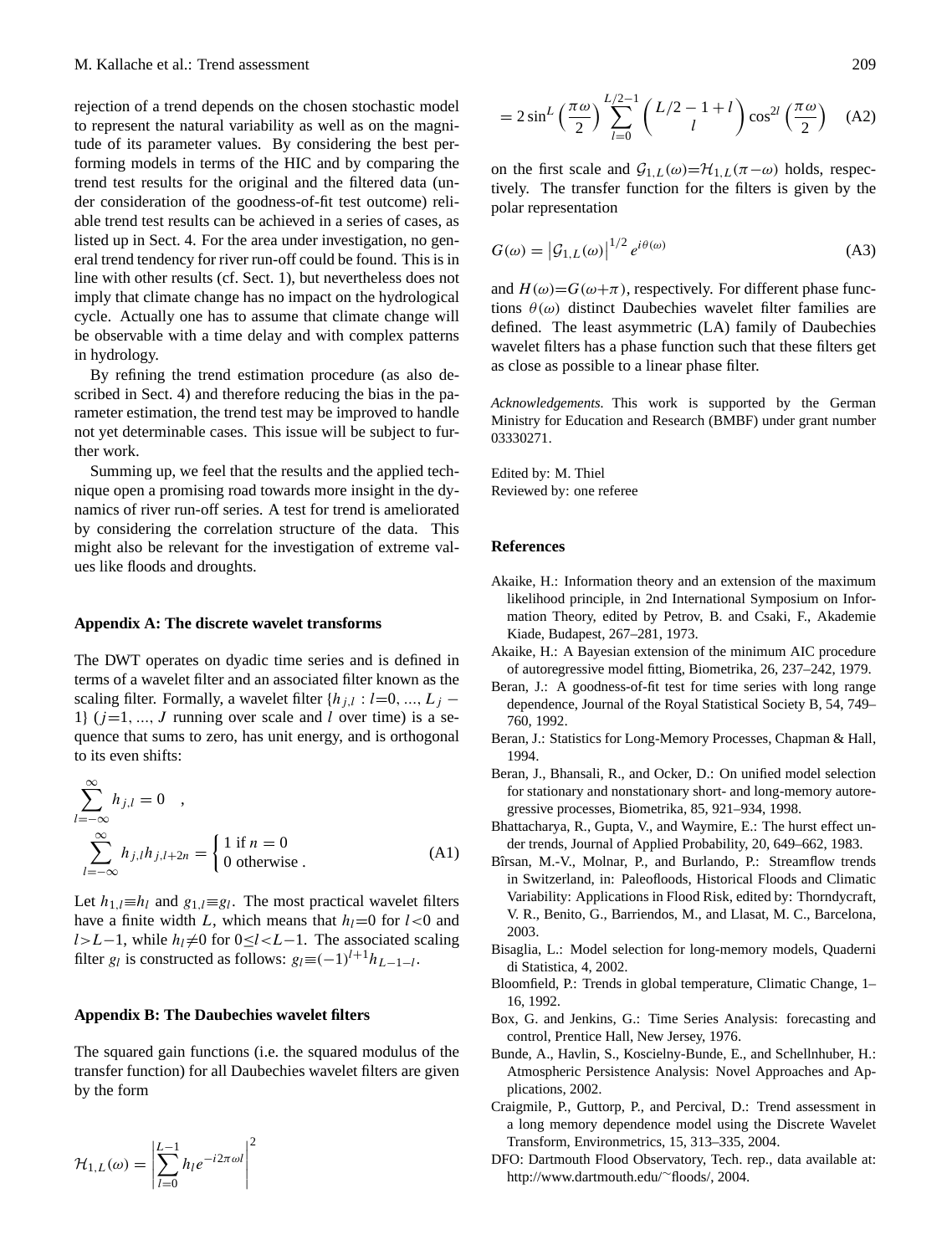rejection of a trend depends on the chosen stochastic model to represent the natural variability as well as on the magnitude of its parameter values. By considering the best performing models in terms of the HIC and by comparing the trend test results for the original and the filtered data (under consideration of the goodness-of-fit test outcome) reliable trend test results can be achieved in a series of cases, as listed up in Sect. 4. For the area under investigation, no general trend tendency for river run-off could be found. This is in line with other results (cf. Sect. 1), but nevertheless does not imply that climate change has no impact on the hydrological cycle. Actually one has to assume that climate change will be observable with a time delay and with complex patterns in hydrology.

By refining the trend estimation procedure (as also described in Sect. 4) and therefore reducing the bias in the parameter estimation, the trend test may be improved to handle not yet determinable cases. This issue will be subject to further work.

Summing up, we feel that the results and the applied technique open a promising road towards more insight in the dynamics of river run-off series. A test for trend is ameliorated by considering the correlation structure of the data. This might also be relevant for the investigation of extreme values like floods and droughts.

## Appendix A: The discrete wavelet transforms

The DWT operates on dyadic time series and is defined in terms of a wavelet filter and an associated filter known as the scaling filter. Formally, a wavelet filter $\{h_{j,l} : l=0, ..., L_j - 1\}$ ($j=1, ..., J$ running over scale and $l$ over time) is a sequence that sums to zero, has unit energy, and is orthogonal to its even shifts:

$$\sum_{l=-\infty}^{\infty} h_{j,l} = 0 \quad ,$$
$$\sum_{l=-\infty}^{\infty} h_{j,l} h_{j,l+2n} = \begin{cases} 1 \text{ if } n = 0 \\ 0 \text{ otherwise} . \end{cases} \tag{A1}$$

Let $h_{1,l} \equiv h_l$ and $g_{1,l} \equiv g_l$. The most practical wavelet filters have a finite width $L$, which means that $h_l = 0$ for $l<0$ and $l>L-1$, while $h_l \neq 0$ for $0 \leq l < L-1$. The associated scaling filter $g_l$ is constructed as follows: $g_l \equiv (-1)^{l+1} h_{L-1-l}$.

## Appendix B: The Daubechies wavelet filters

The squared gain functions (i.e. the squared modulus of the transfer function) for all Daubechies wavelet filters are given by the form

$$\mathcal{H}_{1,L}(\omega) = \left| \sum_{l=0}^{L-1} h_l e^{-i2\pi\omega l} \right|^2$$

$$= 2 \sin^L \left( \frac{\pi\omega}{2} \right) \sum_{l=0}^{L/2-1} \binom{L/2-1+l}{l} \cos^{2l} \left( \frac{\pi\omega}{2} \right) \tag{A2}$$

on the first scale and $\mathcal{G}_{1,L}(\omega) = \mathcal{H}_{1,L}(\pi - \omega)$ holds, respectively. The transfer function for the filters is given by the polar representation

$$G(\omega) = \left| \mathcal{G}_{1,L}(\omega) \right|^{1/2} e^{i\theta(\omega)} \tag{A3}$$

and $H(\omega) = G(\omega + \pi)$, respectively. For different phase functions $\theta(\omega)$ distinct Daubechies wavelet filter families are defined. The least asymmetric (LA) family of Daubechies wavelet filters has a phase function such that these filters get as close as possible to a linear phase filter.

*Acknowledgements.* This work is supported by the German Ministry for Education and Research (BMBF) under grant number 03330271.

Edited by: M. Thiel
Reviewed by: one referee

## References

Akaike, H.: Information theory and an extension of the maximum likelihood principle, in 2nd International Symposium on Information Theory, edited by Petrov, B. and Csaki, F., Akademie Kiade, Budapest, 267–281, 1973.

Akaike, H.: A Bayesian extension of the minimum AIC procedure of autoregressive model fitting, Biometrika, 26, 237–242, 1979.

Beran, J.: A goodness-of-fit test for time series with long range dependence, Journal of the Royal Statistical Society B, 54, 749–760, 1992.

Beran, J.: Statistics for Long-Memory Processes, Chapman & Hall, 1994.

Beran, J., Bhansali, R., and Ocker, D.: On unified model selection for stationary and nonstationary short- and long-memory autoregressive processes, Biometrika, 85, 921–934, 1998.

Bhattacharya, R., Gupta, V., and Waymire, E.: The hurst effect under trends, Journal of Applied Probability, 20, 649–662, 1983.

Bîrsan, M.-V., Molnar, P., and Burlando, P.: Streamflow trends in Switzerland, in: Paleofloods, Historical Floods and Climatic Variability: Applications in Flood Risk, edited by: Thorndycraft, V. R., Benito, G., Barriendos, M., and Llasat, M. C., Barcelona, 2003.

Bisaglia, L.: Model selection for long-memory models, Quaderni di Statistica, 4, 2002.

Bloomfield, P.: Trends in global temperature, Climatic Change, 1–16, 1992.

Box, G. and Jenkins, G.: Time Series Analysis: forecasting and control, Prentice Hall, New Jersey, 1976.

Bunde, A., Havlin, S., Koscielny-Bunde, E., and Schellnhuber, H.: Atmospheric Persistence Analysis: Novel Approaches and Applications, 2002.

Craigmile, P., Guttorp, P., and Percival, D.: Trend assessment in a long memory dependence model using the Discrete Wavelet Transform, Environmetrics, 15, 313–335, 2004.

DFO: Dartmouth Flood Observatory, Tech. rep., data available at: http://www.dartmouth.edu/~floods/, 2004.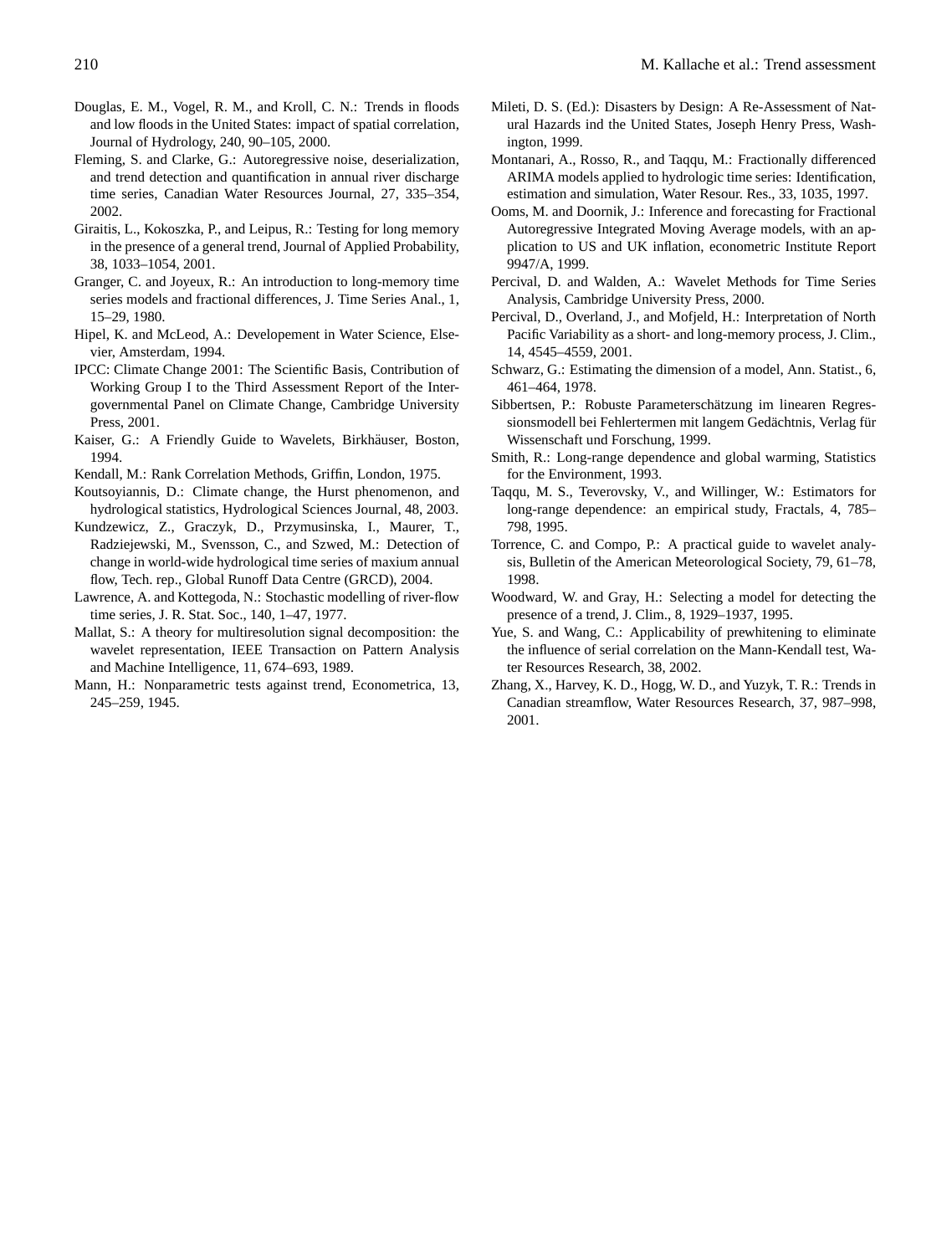Douglas, E. M., Vogel, R. M., and Kroll, C. N.: Trends in floods and low floods in the United States: impact of spatial correlation, Journal of Hydrology, 240, 90–105, 2000.

Fleming, S. and Clarke, G.: Autoregressive noise, deserialization, and trend detection and quantification in annual river discharge time series, Canadian Water Resources Journal, 27, 335–354, 2002.

Giraitis, L., Kokoszka, P., and Leipus, R.: Testing for long memory in the presence of a general trend, Journal of Applied Probability, 38, 1033–1054, 2001.

Granger, C. and Joyeux, R.: An introduction to long-memory time series models and fractional differences, J. Time Series Anal., 1, 15–29, 1980.

Hipel, K. and McLeod, A.: Developement in Water Science, Elsevier, Amsterdam, 1994.

IPCC: Climate Change 2001: The Scientific Basis, Contribution of Working Group I to the Third Assessment Report of the Intergovernmental Panel on Climate Change, Cambridge University Press, 2001.

Kaiser, G.: A Friendly Guide to Wavelets, Birkhäuser, Boston, 1994.

Kendall, M.: Rank Correlation Methods, Griffin, London, 1975.

Koutsoyiannis, D.: Climate change, the Hurst phenomenon, and hydrological statistics, Hydrological Sciences Journal, 48, 2003.

Kundzewicz, Z., Graczyk, D., Przymusinska, I., Maurer, T., Radziejewski, M., Svensson, C., and Szwed, M.: Detection of change in world-wide hydrological time series of maxium annual flow, Tech. rep., Global Runoff Data Centre (GRCD), 2004.

Lawrence, A. and Kottegoda, N.: Stochastic modelling of river-flow time series, J. R. Stat. Soc., 140, 1–47, 1977.

Mallat, S.: A theory for multiresolution signal decomposition: the wavelet representation, IEEE Transaction on Pattern Analysis and Machine Intelligence, 11, 674–693, 1989.

Mann, H.: Nonparametric tests against trend, Econometrica, 13, 245–259, 1945.

Mileti, D. S. (Ed.): Disasters by Design: A Re-Assessment of Natural Hazards ind the United States, Joseph Henry Press, Washington, 1999.

Montanari, A., Rosso, R., and Taqqu, M.: Fractionally differenced ARIMA models applied to hydrologic time series: Identification, estimation and simulation, Water Resour. Res., 33, 1035, 1997.

Ooms, M. and Doornik, J.: Inference and forecasting for Fractional Autoregressive Integrated Moving Average models, with an application to US and UK inflation, econometric Institute Report 9947/A, 1999.

Percival, D. and Walden, A.: Wavelet Methods for Time Series Analysis, Cambridge University Press, 2000.

Percival, D., Overland, J., and Mofjeld, H.: Interpretation of North Pacific Variability as a short- and long-memory process, J. Clim., 14, 4545–4559, 2001.

Schwarz, G.: Estimating the dimension of a model, Ann. Statist., 6, 461–464, 1978.

Sibbertsen, P.: Robuste Parameterschätzung im linearen Regressionsmodell bei Fehlertermen mit langem Gedächtnis, Verlag für Wissenschaft und Forschung, 1999.

Smith, R.: Long-range dependence and global warming, Statistics for the Environment, 1993.

Taqqu, M. S., Teverovsky, V., and Willinger, W.: Estimators for long-range dependence: an empirical study, Fractals, 4, 785–798, 1995.

Torrence, C. and Compo, P.: A practical guide to wavelet analysis, Bulletin of the American Meteorological Society, 79, 61–78, 1998.

Woodward, W. and Gray, H.: Selecting a model for detecting the presence of a trend, J. Clim., 8, 1929–1937, 1995.

Yue, S. and Wang, C.: Applicability of prewhitening to eliminate the influence of serial correlation on the Mann-Kendall test, Water Resources Research, 38, 2002.

Zhang, X., Harvey, K. D., Hogg, W. D., and Yuzyk, T. R.: Trends in Canadian streamflow, Water Resources Research, 37, 987–998, 2001.